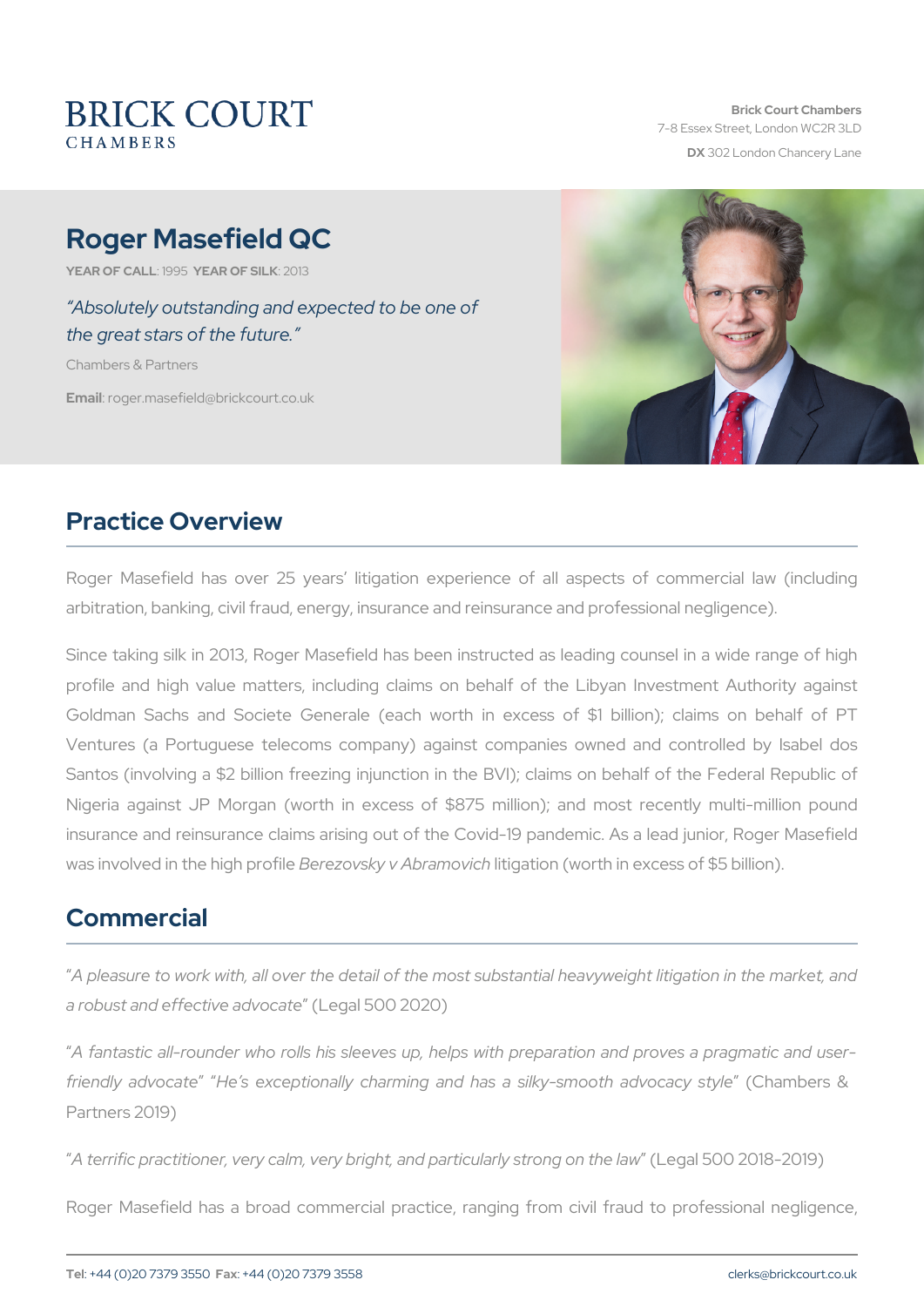# Roger Masefield QC

**YEAR OF CALL**: 1995 **YEAR OF SILK**: 2013

*"Absolutely outstanding and expected to be one of the great stars of the future."*

Chambers & Partners

**Email**: roger.masefield@brickcourt.co.uk

## Practice Overview

Roger Masefield has over 25 years' litigation experience of all aspects of commercial law (including arbitration, banking, civil fraud, energy, insurance and reinsurance and professional negligence).

Since taking silk in 2013, Roger Masefield has been instructed as leading counsel in a wide range of high profile and high value matters, including claims on behalf of the Libyan Investment Authority against Goldman Sachs and Societe Generale (each worth in excess of $1 billion); claims on behalf of PT Ventures (a Portuguese telecoms company) against companies owned and controlled by Isabel dos Santos (involving a $2 billion freezing injunction in the BVI); claims on behalf of the Federal Republic of Nigeria against JP Morgan (worth in excess of $875 million); and most recently multi-million pound insurance and reinsurance claims arising out of the Covid-19 pandemic. As a lead junior, Roger Masefield was involved in the high profile *Berezovsky v Abramovich* litigation (worth in excess of $5 billion).

## Commercial

"*A pleasure to work with, all over the detail of the most substantial heavyweight litigation in the market, and a robust and effective advocate*" (Legal 500 2020)

"*A fantastic all-rounder who rolls his sleeves up, helps with preparation and proves a pragmatic and user-friendly advocate*" "*He's exceptionally charming and has a silky-smooth advocacy style*" (Chambers & Partners 2019)

"*A terrific practitioner, very calm, very bright, and particularly strong on the law*" (Legal 500 2018-2019)

Roger Masefield has a broad commercial practice, ranging from civil fraud to professional negligence,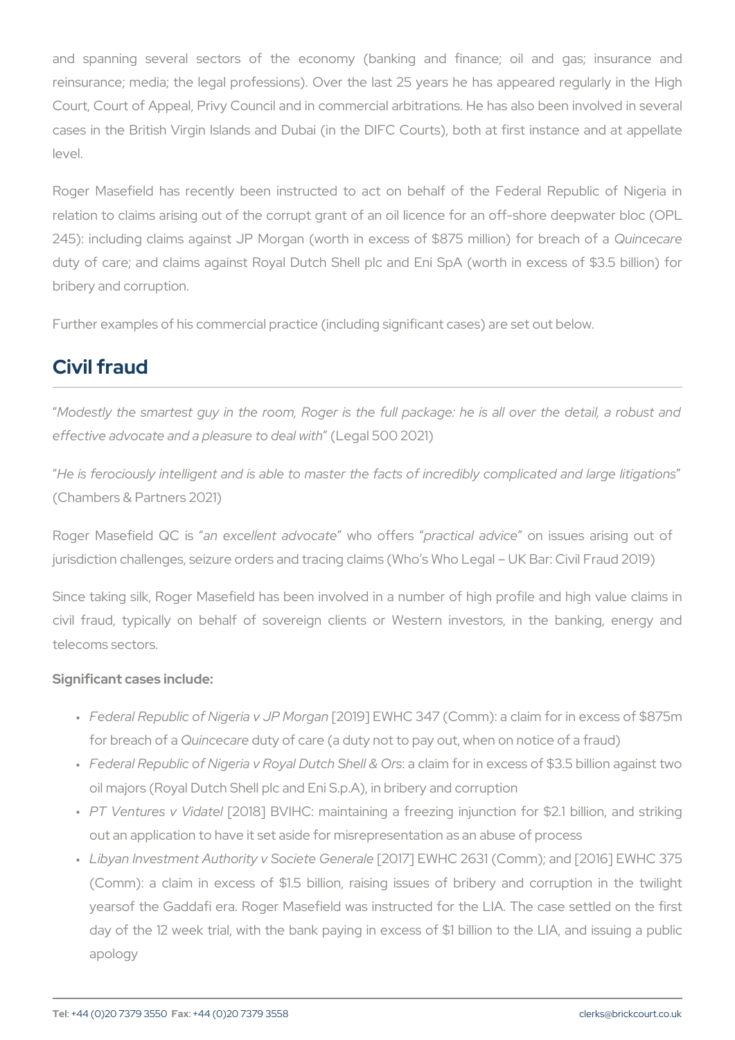and spanning several sectors of the economy (banking and finance; oil and gas; insurance and reinsurance; media; the legal professions). Over the last 25 years he has appeared regularly in the High Court, Court of Appeal, Privy Council and in commercial arbitrations. He has also been involved in several cases in the British Virgin Islands and Dubai (in the DIFC Courts), both at first instance and at appellate level.

Roger Masefield has recently been instructed to act on behalf of the Federal Republic of Nigeria in relation to claims arising out of the corrupt grant of an oil licence for an off-shore deepwater bloc (OPL 245): including claims against JP Morgan (worth in excess of $875 million) for breach of a *Quincecare* duty of care; and claims against Royal Dutch Shell plc and Eni SpA (worth in excess of $3.5 billion) for bribery and corruption.

Further examples of his commercial practice (including significant cases) are set out below.

## Civil fraud

"*Modestly the smartest guy in the room, Roger is the full package: he is all over the detail, a robust and effective advocate and a pleasure to deal with*" (Legal 500 2021)

"*He is ferociously intelligent and is able to master the facts of incredibly complicated and large litigations*" (Chambers & Partners 2021)

Roger Masefield QC is "*an excellent advocate*" who offers "*practical advice*" on issues arising out of jurisdiction challenges, seizure orders and tracing claims (Who's Who Legal – UK Bar: Civil Fraud 2019)

Since taking silk, Roger Masefield has been involved in a number of high profile and high value claims in civil fraud, typically on behalf of sovereign clients or Western investors, in the banking, energy and telecoms sectors.

**Significant cases include:**

- *Federal Republic of Nigeria v JP Morgan* [2019] EWHC 347 (Comm): a claim for in excess of $875m for breach of a *Quincecare* duty of care (a duty not to pay out, when on notice of a fraud)
- *Federal Republic of Nigeria v Royal Dutch Shell & Ors*: a claim for in excess of $3.5 billion against two oil majors (Royal Dutch Shell plc and Eni S.p.A), in bribery and corruption
- *PT Ventures v Vidatel* [2018] BVIHC: maintaining a freezing injunction for $2.1 billion, and striking out an application to have it set aside for misrepresentation as an abuse of process
- *Libyan Investment Authority v Societe Generale* [2017] EWHC 2631 (Comm); and [2016] EWHC 375 (Comm): a claim in excess of $1.5 billion, raising issues of bribery and corruption in the twilight yearsof the Gaddafi era. Roger Masefield was instructed for the LIA. The case settled on the first day of the 12 week trial, with the bank paying in excess of $1 billion to the LIA, and issuing a public apology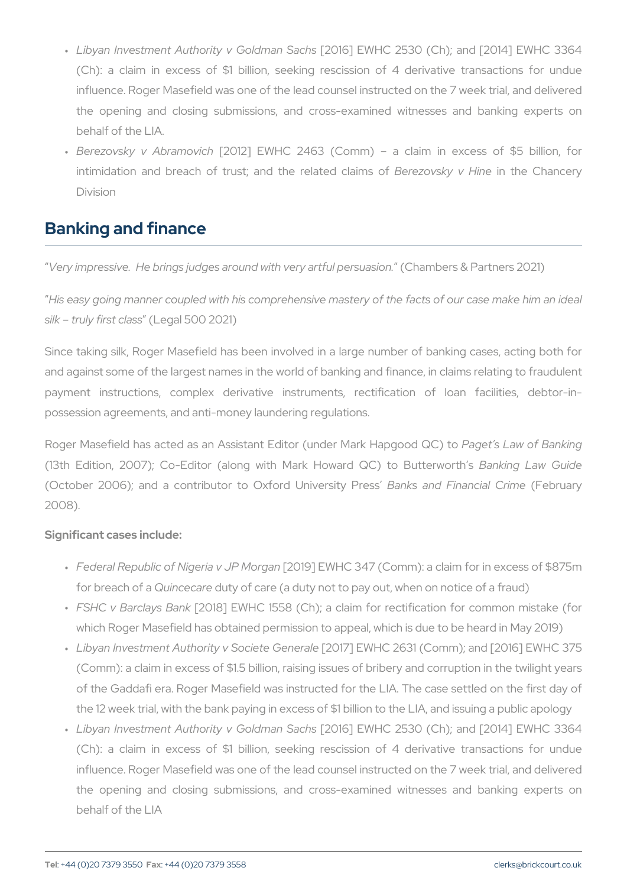- *Libyan Investment Authority v Goldman Sachs* [2016] EWHC 2530 (Ch); and [2014] EWHC 3364 (Ch): a claim in excess of $1 billion, seeking rescission of 4 derivative transactions for undue influence. Roger Masefield was one of the lead counsel instructed on the 7 week trial, and delivered the opening and closing submissions, and cross-examined witnesses and banking experts on behalf of the LIA.
- *Berezovsky v Abramovich* [2012] EWHC 2463 (Comm) – a claim in excess of $5 billion, for intimidation and breach of trust; and the related claims of *Berezovsky v Hine* in the Chancery Division

## Banking and finance

"*Very impressive. He brings judges around with very artful persuasion.*" (Chambers & Partners 2021)

"*His easy going manner coupled with his comprehensive mastery of the facts of our case make him an ideal silk – truly first class*" (Legal 500 2021)

Since taking silk, Roger Masefield has been involved in a large number of banking cases, acting both for and against some of the largest names in the world of banking and finance, in claims relating to fraudulent payment instructions, complex derivative instruments, rectification of loan facilities, debtor-in-possession agreements, and anti-money laundering regulations.

Roger Masefield has acted as an Assistant Editor (under Mark Hapgood QC) to *Paget's Law of Banking* (13th Edition, 2007); Co-Editor (along with Mark Howard QC) to Butterworth's *Banking Law Guide* (October 2006); and a contributor to Oxford University Press' *Banks and Financial Crime* (February 2008).

**Significant cases include:**

- *Federal Republic of Nigeria v JP Morgan* [2019] EWHC 347 (Comm): a claim for in excess of $875m for breach of a *Quincecare* duty of care (a duty not to pay out, when on notice of a fraud)
- *FSHC v Barclays Bank* [2018] EWHC 1558 (Ch); a claim for rectification for common mistake (for which Roger Masefield has obtained permission to appeal, which is due to be heard in May 2019)
- *Libyan Investment Authority v Societe Generale* [2017] EWHC 2631 (Comm); and [2016] EWHC 375 (Comm): a claim in excess of $1.5 billion, raising issues of bribery and corruption in the twilight years of the Gaddafi era. Roger Masefield was instructed for the LIA. The case settled on the first day of the 12 week trial, with the bank paying in excess of $1 billion to the LIA, and issuing a public apology
- *Libyan Investment Authority v Goldman Sachs* [2016] EWHC 2530 (Ch); and [2014] EWHC 3364 (Ch): a claim in excess of $1 billion, seeking rescission of 4 derivative transactions for undue influence. Roger Masefield was one of the lead counsel instructed on the 7 week trial, and delivered the opening and closing submissions, and cross-examined witnesses and banking experts on behalf of the LIA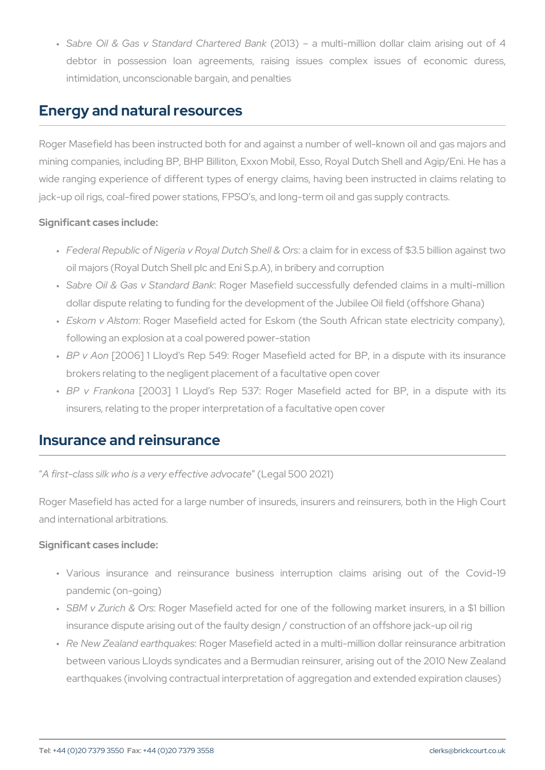- *Sabre Oil & Gas v Standard Chartered Bank* (2013) – a multi-million dollar claim arising out of 4 debtor in possession loan agreements, raising issues complex issues of economic duress, intimidation, unconscionable bargain, and penalties

## Energy and natural resources

Roger Masefield has been instructed both for and against a number of well-known oil and gas majors and mining companies, including BP, BHP Billiton, Exxon Mobil, Esso, Royal Dutch Shell and Agip/Eni. He has a wide ranging experience of different types of energy claims, having been instructed in claims relating to jack-up oil rigs, coal-fired power stations, FPSO's, and long-term oil and gas supply contracts.

**Significant cases include:**

- *Federal Republic of Nigeria v Royal Dutch Shell & Ors*: a claim for in excess of $3.5 billion against two oil majors (Royal Dutch Shell plc and Eni S.p.A), in bribery and corruption
- *Sabre Oil & Gas v Standard Bank*: Roger Masefield successfully defended claims in a multi-million dollar dispute relating to funding for the development of the Jubilee Oil field (offshore Ghana)
- *Eskom v Alstom*: Roger Masefield acted for Eskom (the South African state electricity company), following an explosion at a coal powered power-station
- *BP v Aon* [2006] 1 Lloyd's Rep 549: Roger Masefield acted for BP, in a dispute with its insurance brokers relating to the negligent placement of a facultative open cover
- *BP v Frankona* [2003] 1 Lloyd's Rep 537: Roger Masefield acted for BP, in a dispute with its insurers, relating to the proper interpretation of a facultative open cover

## Insurance and reinsurance

"*A first-class silk who is a very effective advocate*" (Legal 500 2021)

Roger Masefield has acted for a large number of insureds, insurers and reinsurers, both in the High Court and international arbitrations.

**Significant cases include:**

- Various insurance and reinsurance business interruption claims arising out of the Covid-19 pandemic (on-going)
- *SBM v Zurich & Ors*: Roger Masefield acted for one of the following market insurers, in a $1 billion insurance dispute arising out of the faulty design / construction of an offshore jack-up oil rig
- *Re New Zealand earthquakes*: Roger Masefield acted in a multi-million dollar reinsurance arbitration between various Lloyds syndicates and a Bermudian reinsurer, arising out of the 2010 New Zealand earthquakes (involving contractual interpretation of aggregation and extended expiration clauses)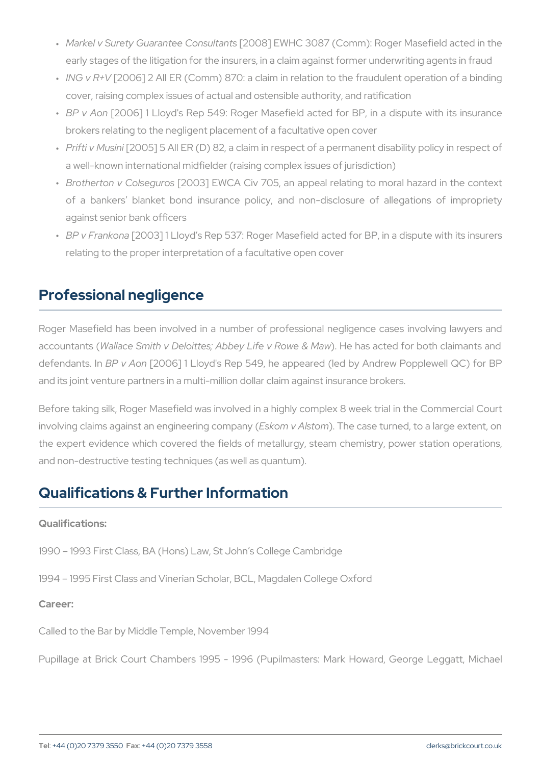- *Markel v Surety Guarantee Consultants* [2008] EWHC 3087 (Comm): Roger Masefield acted in the early stages of the litigation for the insurers, in a claim against former underwriting agents in fraud
- *ING v R+V* [2006] 2 All ER (Comm) 870: a claim in relation to the fraudulent operation of a binding cover, raising complex issues of actual and ostensible authority, and ratification
- *BP v Aon* [2006] 1 Lloyd's Rep 549: Roger Masefield acted for BP, in a dispute with its insurance brokers relating to the negligent placement of a facultative open cover
- *Prifti v Musini* [2005] 5 All ER (D) 82, a claim in respect of a permanent disability policy in respect of a well-known international midfielder (raising complex issues of jurisdiction)
- *Brotherton v Colseguros* [2003] EWCA Civ 705, an appeal relating to moral hazard in the context of a bankers' blanket bond insurance policy, and non-disclosure of allegations of impropriety against senior bank officers
- *BP v Frankona* [2003] 1 Lloyd's Rep 537: Roger Masefield acted for BP, in a dispute with its insurers relating to the proper interpretation of a facultative open cover

## Professional negligence

Roger Masefield has been involved in a number of professional negligence cases involving lawyers and accountants (*Wallace Smith v Deloittes; Abbey Life v Rowe & Maw*). He has acted for both claimants and defendants. In *BP v Aon* [2006] 1 Lloyd's Rep 549, he appeared (led by Andrew Popplewell QC) for BP and its joint venture partners in a multi-million dollar claim against insurance brokers.

Before taking silk, Roger Masefield was involved in a highly complex 8 week trial in the Commercial Court involving claims against an engineering company (*Eskom v Alstom*). The case turned, to a large extent, on the expert evidence which covered the fields of metallurgy, steam chemistry, power station operations, and non-destructive testing techniques (as well as quantum).

## Qualifications & Further Information

**Qualifications:**

1990 – 1993 First Class, BA (Hons) Law, St John's College Cambridge

1994 – 1995 First Class and Vinerian Scholar, BCL, Magdalen College Oxford

**Career:**

Called to the Bar by Middle Temple, November 1994

Pupillage at Brick Court Chambers 1995 - 1996 (Pupilmasters: Mark Howard, George Leggatt, Michael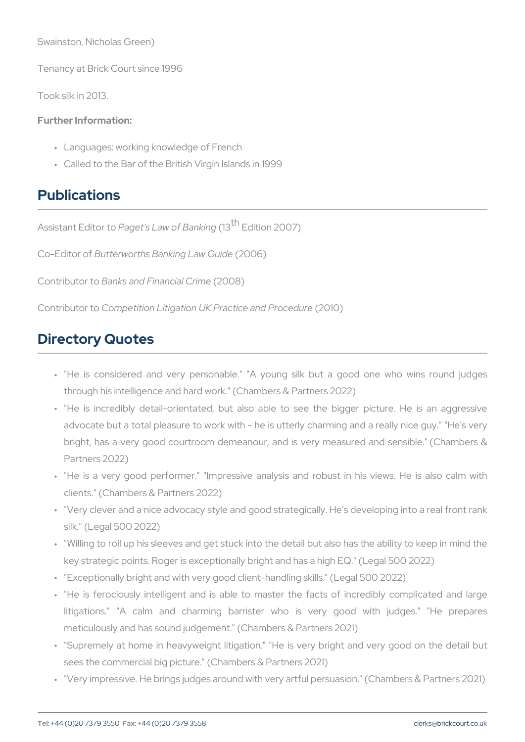Swainston, Nicholas Green)

Tenancy at Brick Court since 1996

Took silk in 2013.

**Further Information:**

- Languages: working knowledge of French
- Called to the Bar of the British Virgin Islands in 1999

## Publications

Assistant Editor to *Paget's Law of Banking* (13th Edition 2007)

Co-Editor of *Butterworths Banking Law Guide* (2006)

Contributor to *Banks and Financial Crime* (2008)

Contributor to *Competition Litigation UK Practice and Procedure* (2010)

## Directory Quotes

- "He is considered and very personable." "A young silk but a good one who wins round judges through his intelligence and hard work." (Chambers & Partners 2022)
- "He is incredibly detail-orientated, but also able to see the bigger picture. He is an aggressive advocate but a total pleasure to work with - he is utterly charming and a really nice guy." "He's very bright, has a very good courtroom demeanour, and is very measured and sensible." (Chambers & Partners 2022)
- "He is a very good performer." "Impressive analysis and robust in his views. He is also calm with clients." (Chambers & Partners 2022)
- "Very clever and a nice advocacy style and good strategically. He's developing into a real front rank silk." (Legal 500 2022)
- "Willing to roll up his sleeves and get stuck into the detail but also has the ability to keep in mind the key strategic points. Roger is exceptionally bright and has a high EQ." (Legal 500 2022)
- "Exceptionally bright and with very good client-handling skills." (Legal 500 2022)
- "He is ferociously intelligent and is able to master the facts of incredibly complicated and large litigations." "A calm and charming barrister who is very good with judges." "He prepares meticulously and has sound judgement." (Chambers & Partners 2021)
- "Supremely at home in heavyweight litigation." "He is very bright and very good on the detail but sees the commercial big picture." (Chambers & Partners 2021)
- "Very impressive. He brings judges around with very artful persuasion." (Chambers & Partners 2021)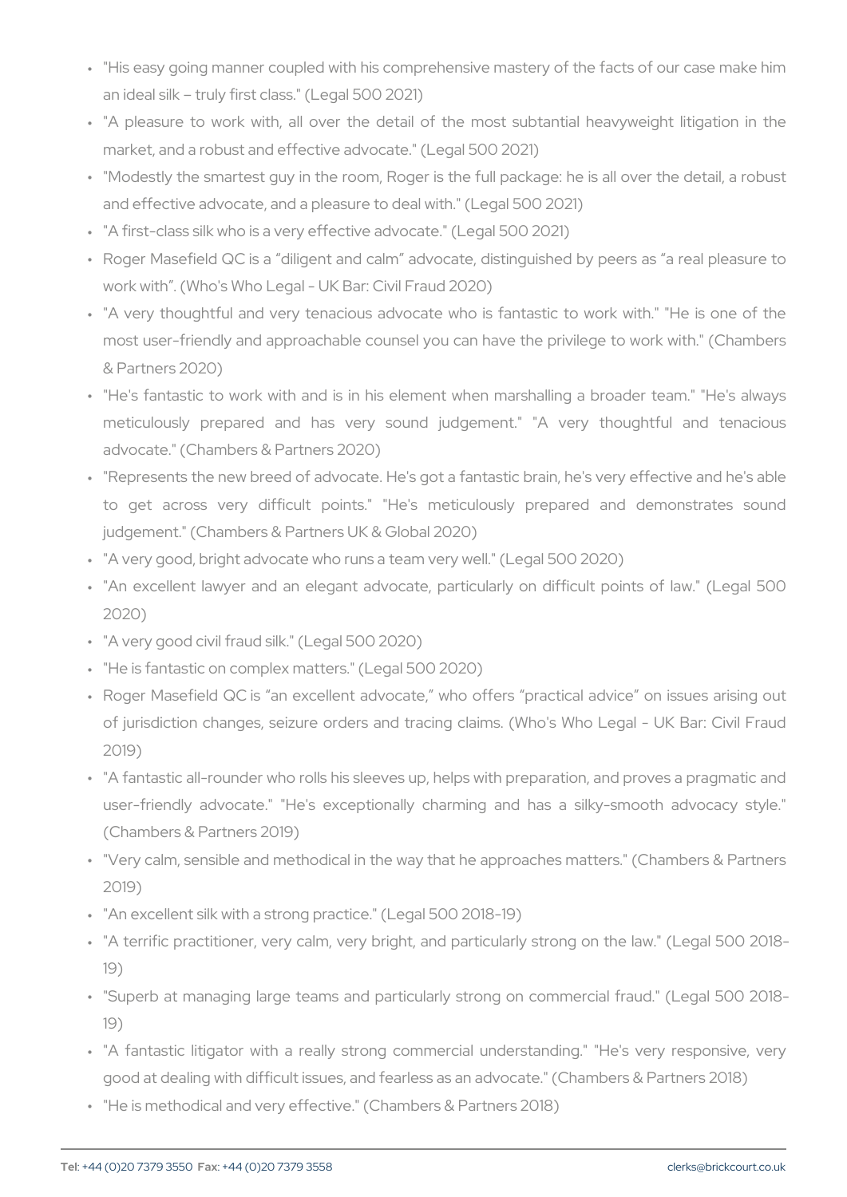- "His easy going manner coupled with his comprehensive mastery of the facts of our case make him an ideal silk – truly first class." (Legal 500 2021)
- "A pleasure to work with, all over the detail of the most subtantial heavyweight litigation in the market, and a robust and effective advocate." (Legal 500 2021)
- "Modestly the smartest guy in the room, Roger is the full package: he is all over the detail, a robust and effective advocate, and a pleasure to deal with." (Legal 500 2021)
- "A first-class silk who is a very effective advocate." (Legal 500 2021)
- Roger Masefield QC is a "diligent and calm" advocate, distinguished by peers as "a real pleasure to work with". (Who's Who Legal - UK Bar: Civil Fraud 2020)
- "A very thoughtful and very tenacious advocate who is fantastic to work with." "He is one of the most user-friendly and approachable counsel you can have the privilege to work with." (Chambers & Partners 2020)
- "He's fantastic to work with and is in his element when marshalling a broader team." "He's always meticulously prepared and has very sound judgement." "A very thoughtful and tenacious advocate." (Chambers & Partners 2020)
- "Represents the new breed of advocate. He's got a fantastic brain, he's very effective and he's able to get across very difficult points." "He's meticulously prepared and demonstrates sound judgement." (Chambers & Partners UK & Global 2020)
- "A very good, bright advocate who runs a team very well." (Legal 500 2020)
- "An excellent lawyer and an elegant advocate, particularly on difficult points of law." (Legal 500 2020)
- "A very good civil fraud silk." (Legal 500 2020)
- "He is fantastic on complex matters." (Legal 500 2020)
- Roger Masefield QC is "an excellent advocate," who offers "practical advice" on issues arising out of jurisdiction changes, seizure orders and tracing claims. (Who's Who Legal - UK Bar: Civil Fraud 2019)
- "A fantastic all-rounder who rolls his sleeves up, helps with preparation, and proves a pragmatic and user-friendly advocate." "He's exceptionally charming and has a silky-smooth advocacy style." (Chambers & Partners 2019)
- "Very calm, sensible and methodical in the way that he approaches matters." (Chambers & Partners 2019)
- "An excellent silk with a strong practice." (Legal 500 2018-19)
- "A terrific practitioner, very calm, very bright, and particularly strong on the law." (Legal 500 2018-19)
- "Superb at managing large teams and particularly strong on commercial fraud." (Legal 500 2018-19)
- "A fantastic litigator with a really strong commercial understanding." "He's very responsive, very good at dealing with difficult issues, and fearless as an advocate." (Chambers & Partners 2018)
- "He is methodical and very effective." (Chambers & Partners 2018)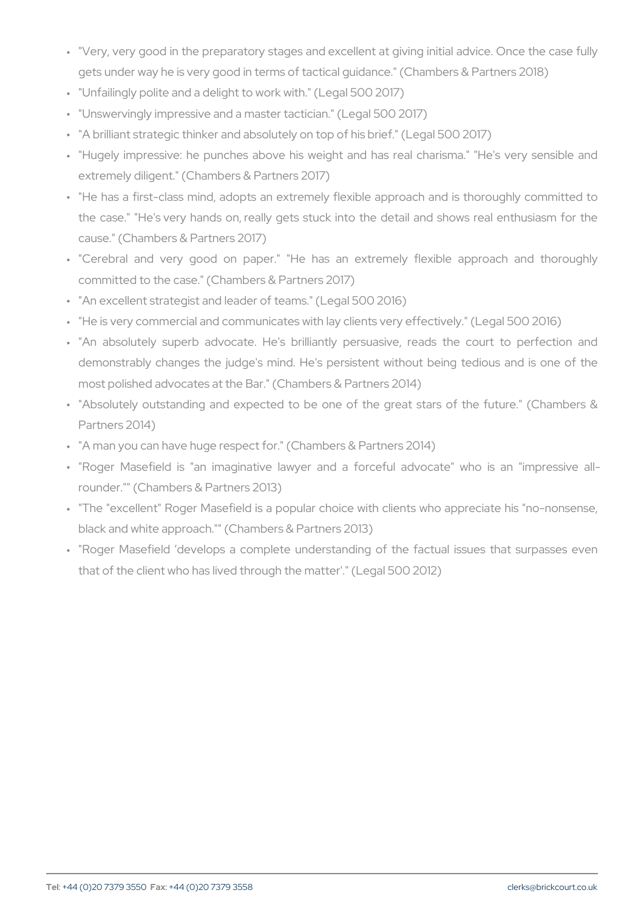- "Very, very good in the preparatory stages and excellent at giving initial advice. Once the case fully gets under way he is very good in terms of tactical guidance." (Chambers & Partners 2018)
- "Unfailingly polite and a delight to work with." (Legal 500 2017)
- "Unswervingly impressive and a master tactician." (Legal 500 2017)
- "A brilliant strategic thinker and absolutely on top of his brief." (Legal 500 2017)
- "Hugely impressive: he punches above his weight and has real charisma." "He's very sensible and extremely diligent." (Chambers & Partners 2017)
- "He has a first-class mind, adopts an extremely flexible approach and is thoroughly committed to the case." "He's very hands on, really gets stuck into the detail and shows real enthusiasm for the cause." (Chambers & Partners 2017)
- "Cerebral and very good on paper." "He has an extremely flexible approach and thoroughly committed to the case." (Chambers & Partners 2017)
- "An excellent strategist and leader of teams." (Legal 500 2016)
- "He is very commercial and communicates with lay clients very effectively." (Legal 500 2016)
- "An absolutely superb advocate. He's brilliantly persuasive, reads the court to perfection and demonstrably changes the judge's mind. He's persistent without being tedious and is one of the most polished advocates at the Bar." (Chambers & Partners 2014)
- "Absolutely outstanding and expected to be one of the great stars of the future." (Chambers & Partners 2014)
- "A man you can have huge respect for." (Chambers & Partners 2014)
- "Roger Masefield is "an imaginative lawyer and a forceful advocate" who is an "impressive all-rounder."" (Chambers & Partners 2013)
- "The "excellent" Roger Masefield is a popular choice with clients who appreciate his "no-nonsense, black and white approach."" (Chambers & Partners 2013)
- "Roger Masefield 'develops a complete understanding of the factual issues that surpasses even that of the client who has lived through the matter'." (Legal 500 2012)